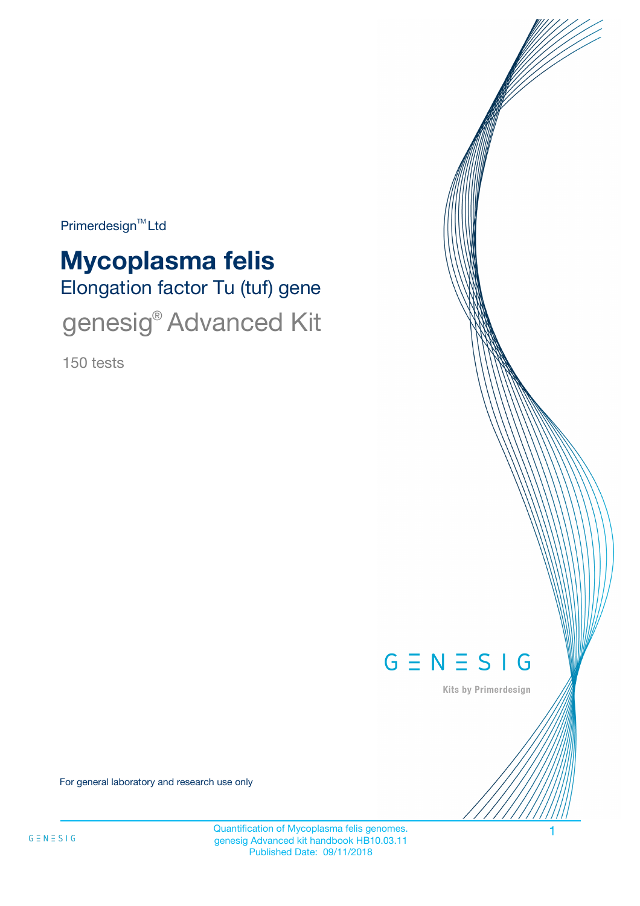Primerdesign™ Ltd

# Mycoplasma felis

## Elongation factor Tu (tuf) gene

## genesig® Advanced Kit

150 tests

GENESIG

Kits by Primerdesign

For general laboratory and research use only

Quantification of Mycoplasma felis genomes.
genesig Advanced kit handbook HB10.03.11
Published Date: 09/11/2018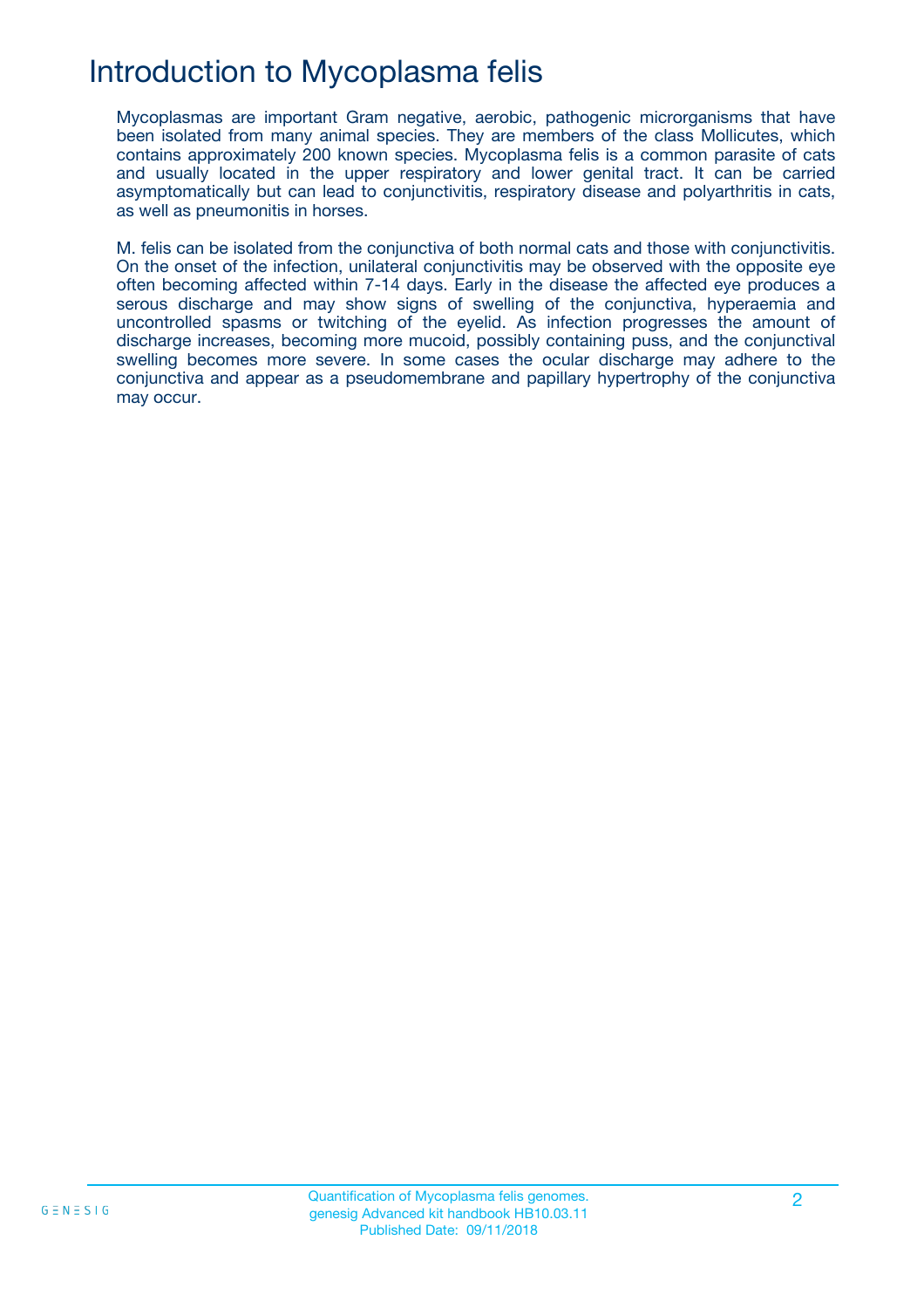# Introduction to Mycoplasma felis

Mycoplasmas are important Gram negative, aerobic, pathogenic micrpark organisms that have been isolated from many animal species. They are members of the class Mollicutes, which contains approximately 200 known species. Mycoplasma felis is a common parasite of cats and usually located in the upper respiratory and lower genital tract. It can be carried asymptomatically but can lead to conjunctivitis, respiratory disease and polyarthritis in cats, as well as pneumonitis in horses.

M. felis can be isolated from the conjunctiva of both normal cats and those with conjunctivitis. On the onset of the infection, unilateral conjunctivitis may be observed with the opposite eye often becoming affected within 7-14 days. Early in the disease the affected eye produces a serous discharge and may show signs of swelling of the conjunctiva, hyperaemia and uncontrolled spasms or twitching of the eyelid. As infection progresses the amount of discharge increases, becoming more mucoid, possibly containing puss, and the conjunctival swelling becomes more severe. In some cases the ocular discharge may adhere to the conjunctiva and appear as a pseudomembrane and papillary hypertrophy of the conjunctiva may occur.

# Introduction to Mycoplasma felis

Mycoplasmas are important Gram negative, aerobic, pathogenic microrganisms that have been isolated from many animal species. They are members of the class Mollicutes, which contains approximately 200 known species. Mycoplasma felis is a common parasite of cats and usually located in the upper respiratory and lower genital tract. It can be carried asymptomatically but can lead to conjunctivitis, respiratory disease and polyarthritis in cats, as well as pneumonitis in horses.

M. felis can be isolated from the conjunctiva of both normal cats and those with conjunctivitis. On the onset of the infection, unilateral conjunctivitis may be observed with the opposite eye often becoming affected within 7-14 days. Early in the disease the affected eye produces a serous discharge and may show signs of swelling of the conjunctiva, hyperaemia and uncontrolled spasms or twitching of the eyelid. As infection progresses the amount of discharge increases, becoming more mucoid, possibly containing puss, and the conjunctival swelling becomes more severe. In some cases the ocular discharge may adhere to the conjunctiva and appear as a pseudomembrane and papillary hypertrophy of the conjunctiva may occur.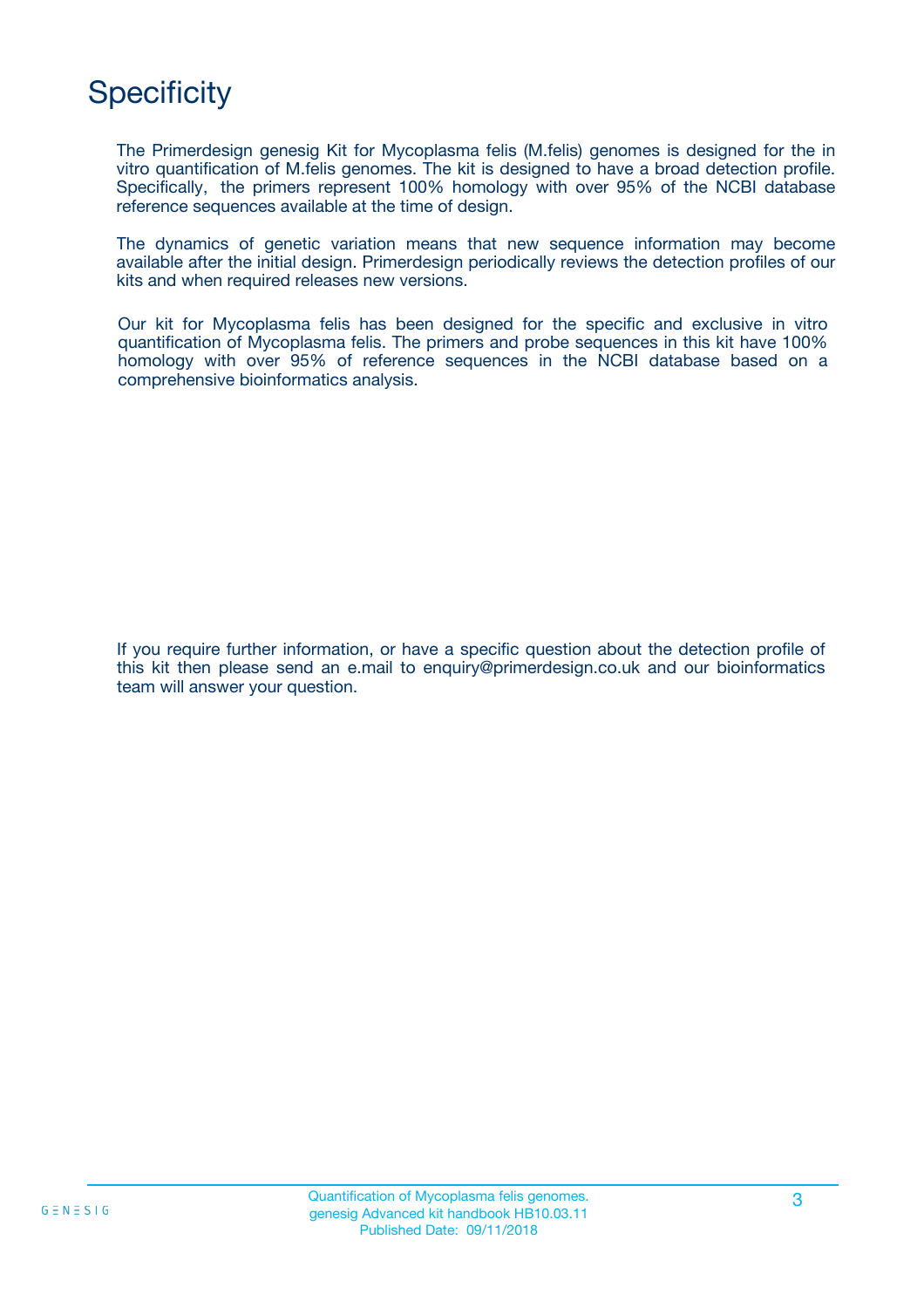# Specificity

The Primerdesign genesig Kit for Mycoplasma felis (M.felis) genomes is designed for the in vitro quantification of M.felis genomes. The kit is designed to have a broad detection profile. Specifically, the primers represent 100% homology with over 95% of the NCBI database reference sequences available at the time of design.

The dynamics of genetic variation means that new sequence information may become available after the initial design. Primerdesign periodically reviews the detection profiles of our kits and when required releases new versions.

Our kit for Mycoplasma felis has been designed for the specific and exclusive in vitro quantification of Mycoplasma felis. The primers and probe sequences in this kit have 100% homology with over 95% of reference sequences in the NCBI database based on a comprehensive bioinformatics analysis.

If you require further information, or have a specific question about the detection profile of this kit then please send an e.mail to enquiry@primerdesign.co.uk and our bioinformatics team will answer your question.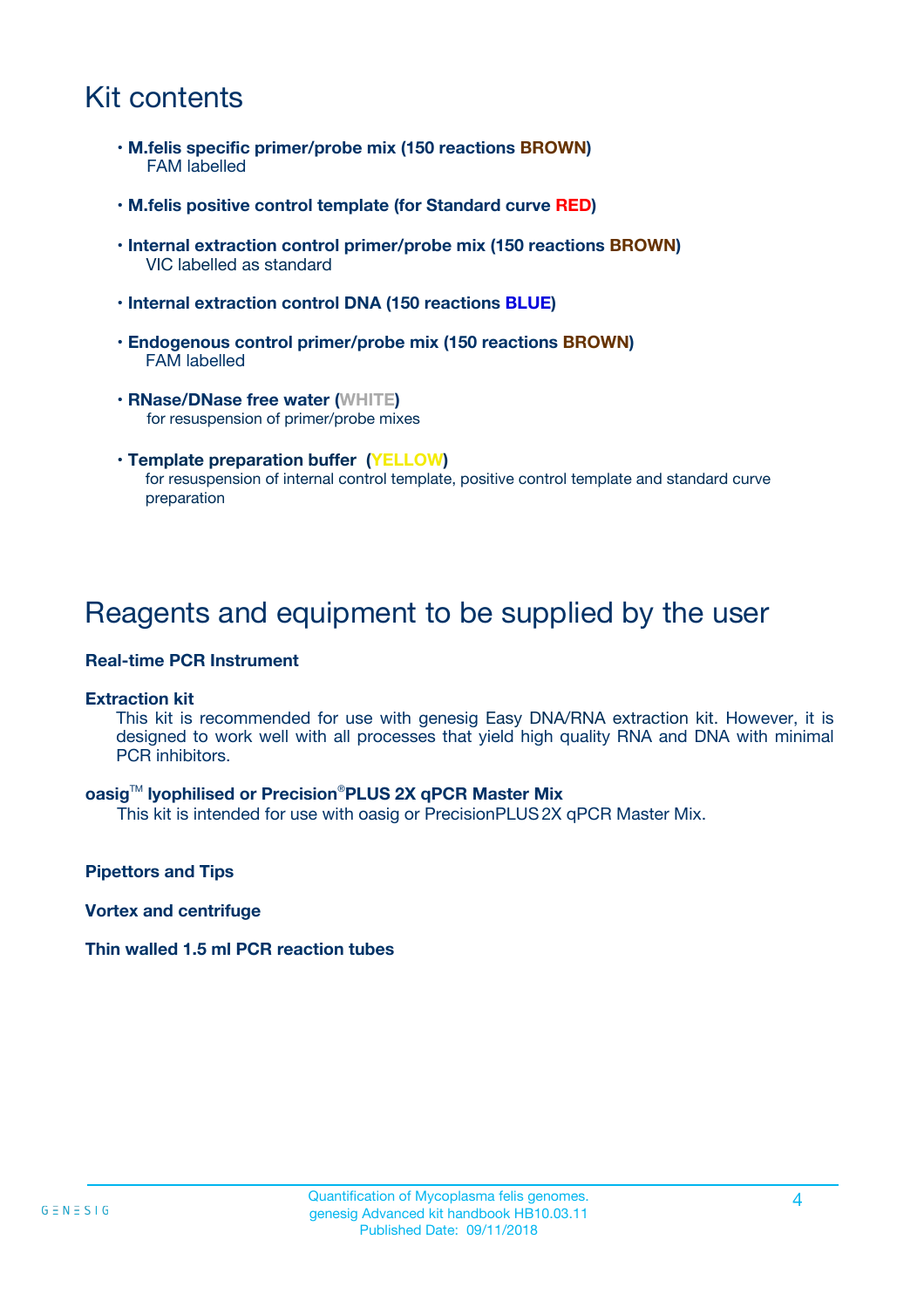# Kit contents

- **M.felis specific primer/probe mix (150 reactions BROWN)**
  FAM labelled
- **M.felis positive control template (for Standard curve RED)**
- **Internal extraction control primer/probe mix (150 reactions BROWN)**
  VIC labelled as standard
- **Internal extraction control DNA (150 reactions BLUE)**
- **Endogenous control primer/probe mix (150 reactions BROWN)**
  FAM labelled
- **RNase/DNase free water (WHITE)**
  for resuspension of primer/probe mixes
- **Template preparation buffer (YELLOW)**
  for resuspension of internal control template, positive control template and standard curve preparation

# Reagents and equipment to be supplied by the user

**Real-time PCR Instrument**

**Extraction kit**

This kit is recommended for use with genesig Easy DNA/RNA extraction kit. However, it is designed to work well with all processes that yield high quality RNA and DNA with minimal PCR inhibitors.

**oasig™ lyophilised or Precision®PLUS 2X qPCR Master Mix**

This kit is intended for use with oasig or PrecisionPLUS 2X qPCR Master Mix.

**Pipettors and Tips**

**Vortex and centrifuge**

**Thin walled 1.5 ml PCR reaction tubes**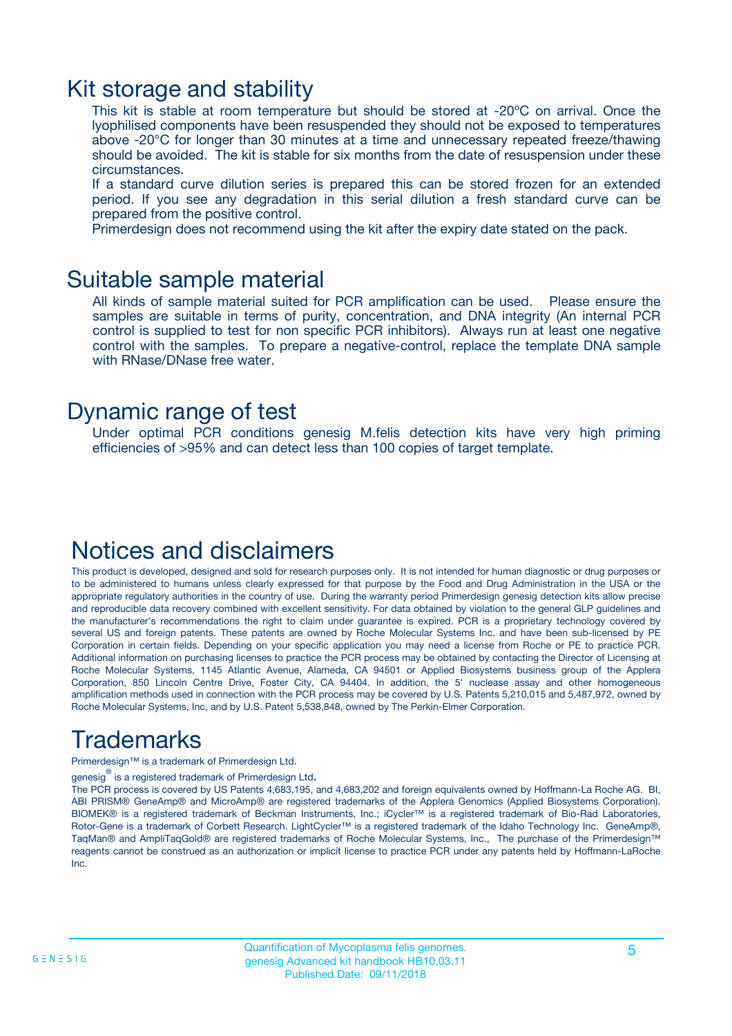# Kit storage and stability

This kit is stable at room temperature but should be stored at -20ºC on arrival. Once the lyophilised components have been resuspended they should not be exposed to temperatures above -20°C for longer than 30 minutes at a time and unnecessary repeated freeze/thawing should be avoided. The kit is stable for six months from the date of resuspension under these circumstances.

If a standard curve dilution series is prepared this can be stored frozen for an extended period. If you see any degradation in this serial dilution a fresh standard curve can be prepared from the positive control.

Primerdesign does not recommend using the kit after the expiry date stated on the pack.

# Suitable sample material

All kinds of sample material suited for PCR amplification can be used. Please ensure the samples are suitable in terms of purity, concentration, and DNA integrity (An internal PCR control is supplied to test for non specific PCR inhibitors). Always run at least one negative control with the samples. To prepare a negative-control, replace the template DNA sample with RNase/DNase free water.

# Dynamic range of test

Under optimal PCR conditions genesig M.felis detection kits have very high priming efficiencies of >95% and can detect less than 100 copies of target template.

# Notices and disclaimers

This product is developed, designed and sold for research purposes only. It is not intended for human diagnostic or drug purposes or to be administered to humans unless clearly expressed for that purpose by the Food and Drug Administration in the USA or the appropriate regulatory authorities in the country of use. During the warranty period Primerdesign genesig detection kits allow precise and reproducible data recovery combined with excellent sensitivity. For data obtained by violation to the general GLP guidelines and the manufacturer's recommendations the right to claim under guarantee is expired. PCR is a proprietary technology covered by several US and foreign patents. These patents are owned by Roche Molecular Systems Inc. and have been sub-licensed by PE Corporation in certain fields. Depending on your specific application you may need a license from Roche or PE to practice PCR. Additional information on purchasing licenses to practice the PCR process may be obtained by contacting the Director of Licensing at Roche Molecular Systems, 1145 Atlantic Avenue, Alameda, CA 94501 or Applied Biosystems business group of the Applera Corporation, 850 Lincoln Centre Drive, Foster City, CA 94404. In addition, the 5' nuclease assay and other homogeneous amplification methods used in connection with the PCR process may be covered by U.S. Patents 5,210,015 and 5,487,972, owned by Roche Molecular Systems, Inc, and by U.S. Patent 5,538,848, owned by The Perkin-Elmer Corporation.

# Trademarks

Primerdesign™ is a trademark of Primerdesign Ltd.

genesig® is a registered trademark of Primerdesign Ltd.

The PCR process is covered by US Patents 4,683,195, and 4,683,202 and foreign equivalents owned by Hoffmann-La Roche AG. BI, ABI PRISM® GeneAmp® and MicroAmp® are registered trademarks of the Applera Genomics (Applied Biosystems Corporation). BIOMEK® is a registered trademark of Beckman Instruments, Inc.; iCycler™ is a registered trademark of Bio-Rad Laboratories, Rotor-Gene is a trademark of Corbett Research. LightCycler™ is a registered trademark of the Idaho Technology Inc. GeneAmp®, TaqMan® and AmpliTaqGold® are registered trademarks of Roche Molecular Systems, Inc., The purchase of the Primerdesign™ reagents cannot be construed as an authorization or implicit license to practice PCR under any patents held by Hoffmann-LaRoche Inc.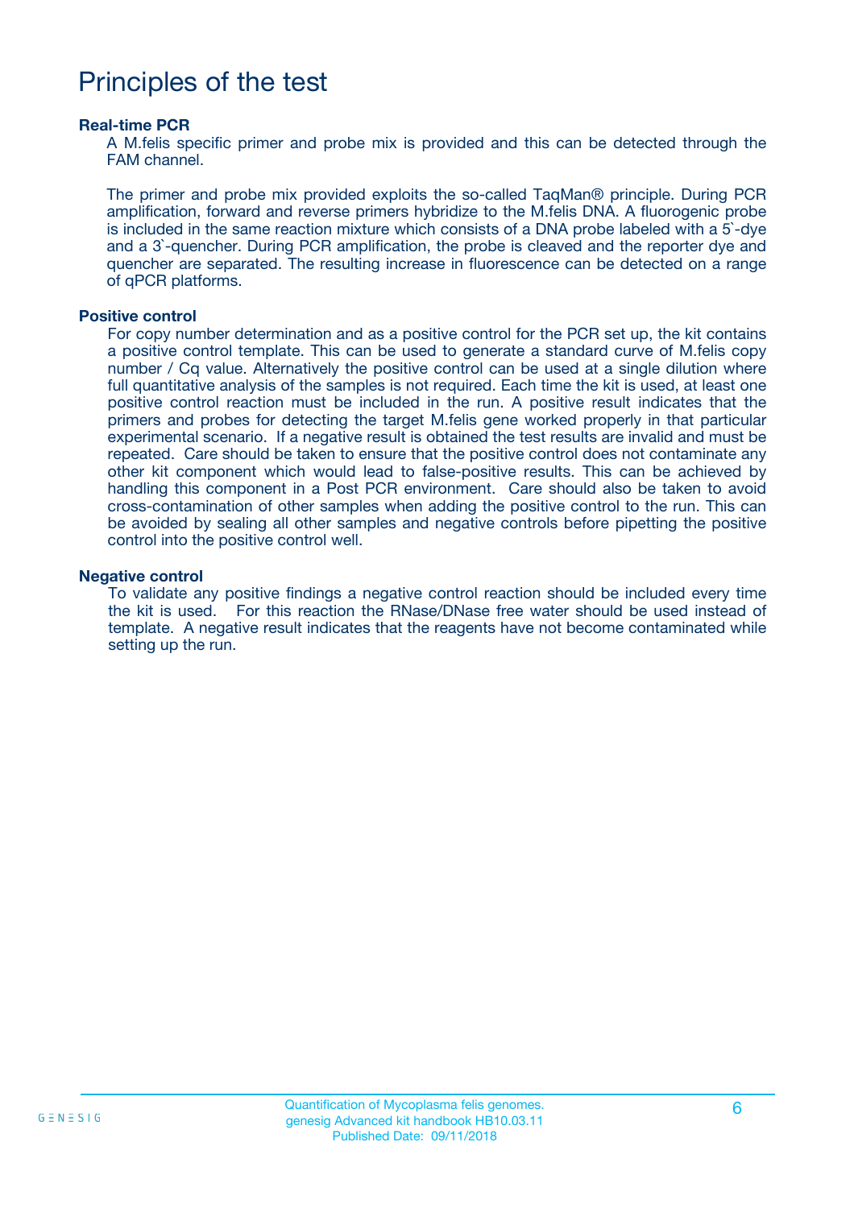# Principles of the test

### Real-time PCR

A M.felis specific primer and probe mix is provided and this can be detected through the FAM channel.

The primer and probe mix provided exploits the so-called TaqMan® principle. During PCR amplification, forward and reverse primers hybridize to the M.felis DNA. A fluorogenic probe is included in the same reaction mixture which consists of a DNA probe labeled with a 5`-dye and a 3`-quencher. During PCR amplification, the probe is cleaved and the reporter dye and quencher are separated. The resulting increase in fluorescence can be detected on a range of qPCR platforms.

### Positive control

For copy number determination and as a positive control for the PCR set up, the kit contains a positive control template. This can be used to generate a standard curve of M.felis copy number / Cq value. Alternatively the positive control can be used at a single dilution where full quantitative analysis of the samples is not required. Each time the kit is used, at least one positive control reaction must be included in the run. A positive result indicates that the primers and probes for detecting the target M.felis gene worked properly in that particular experimental scenario. If a negative result is obtained the test results are invalid and must be repeated. Care should be taken to ensure that the positive control does not contaminate any other kit component which would lead to false-positive results. This can be achieved by handling this component in a Post PCR environment. Care should also be taken to avoid cross-contamination of other samples when adding the positive control to the run. This can be avoided by sealing all other samples and negative controls before pipetting the positive control into the positive control well.

### Negative control

To validate any positive findings a negative control reaction should be included every time the kit is used. For this reaction the RNase/DNase free water should be used instead of template. A negative result indicates that the reagents have not become contaminated while setting up the run.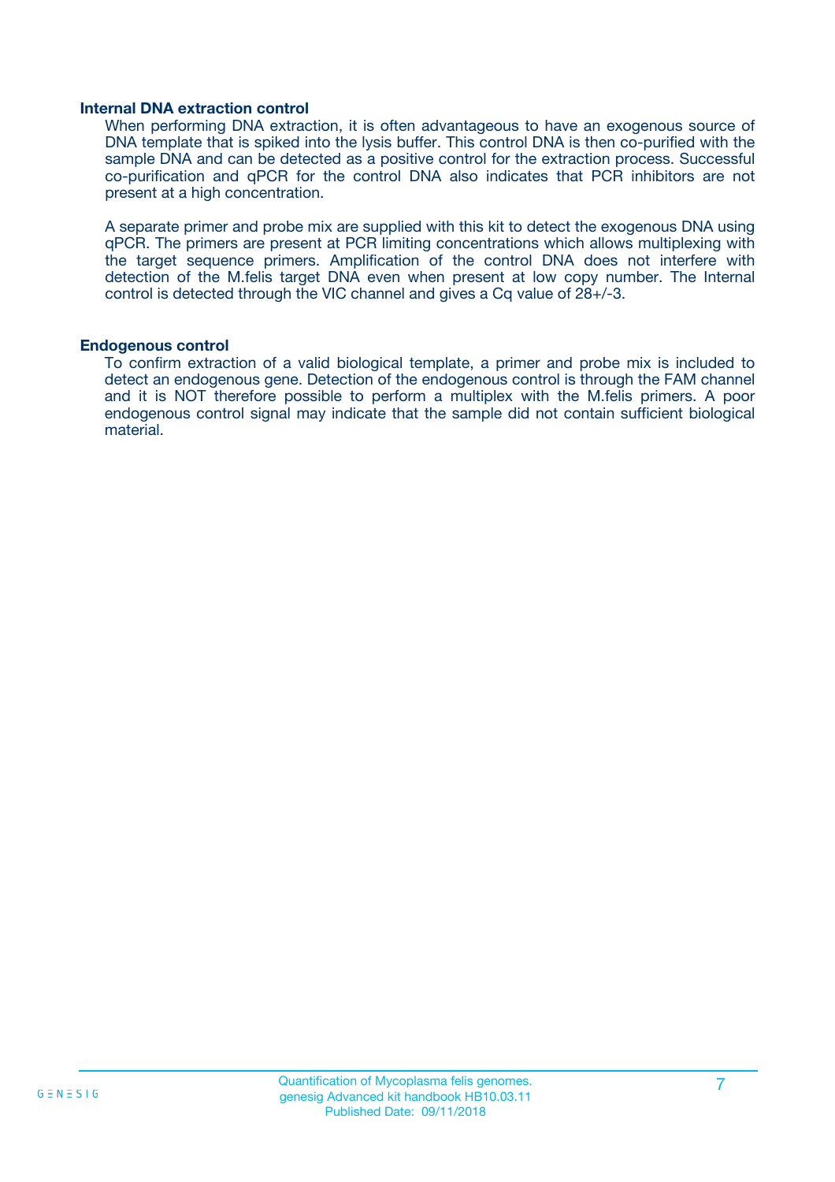### Internal DNA extraction control

When performing DNA extraction, it is often advantageous to have an exogenous source of DNA template that is spiked into the lysis buffer. This control DNA is then co-purified with the sample DNA and can be detected as a positive control for the extraction process. Successful co-purification and qPCR for the control DNA also indicates that PCR inhibitors are not present at a high concentration.

A separate primer and probe mix are supplied with this kit to detect the exogenous DNA using qPCR. The primers are present at PCR limiting concentrations which allows multiplexing with the target sequence primers. Amplification of the control DNA does not interfere with detection of the M.felis target DNA even when present at low copy number. The Internal control is detected through the VIC channel and gives a Cq value of 28+/-3.

### Endogenous control

To confirm extraction of a valid biological template, a primer and probe mix is included to detect an endogenous gene. Detection of the endogenous control is through the FAM channel and it is NOT therefore possible to perform a multiplex with the M.felis primers. A poor endogenous control signal may indicate that the sample did not contain sufficient biological material.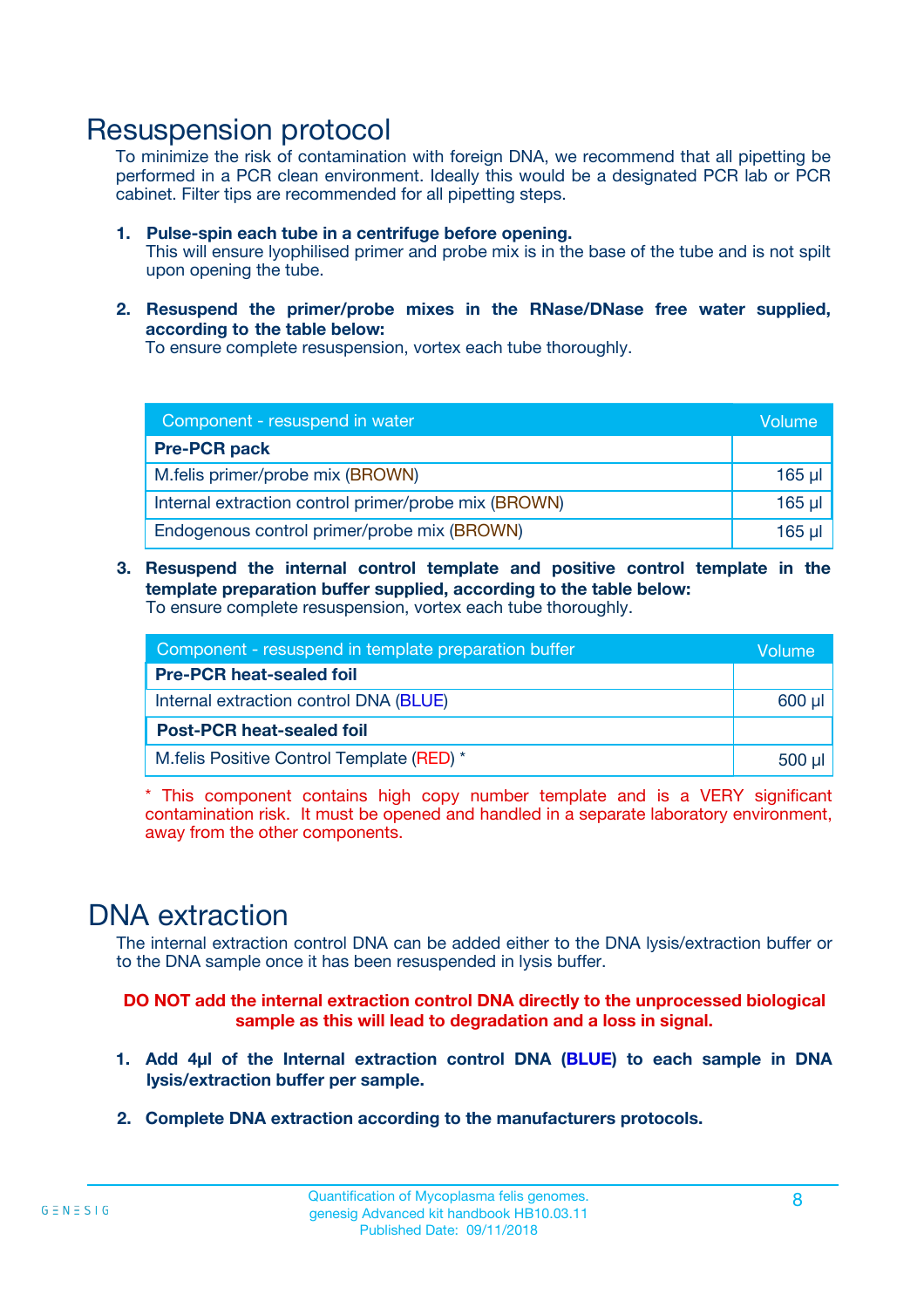# Resuspension protocol

To minimize the risk of contamination with foreign DNA, we recommend that all pipetting be performed in a PCR clean environment. Ideally this would be a designated PCR lab or PCR cabinet. Filter tips are recommended for all pipetting steps.

1. **Pulse-spin each tube in a centrifuge before opening.**
   This will ensure lyophilised primer and probe mix is in the base of the tube and is not spilt upon opening the tube.

2. **Resuspend the primer/probe mixes in the RNase/DNase free water supplied, according to the table below:**
   To ensure complete resuspension, vortex each tube thoroughly.

| Component - resuspend in water | Volume |
| --- | --- |
| **Pre-PCR pack** | |
| M.felis primer/probe mix (BROWN) | 165 µl |
| Internal extraction control primer/probe mix (BROWN) | 165 µl |
| Endogenous control primer/probe mix (BROWN) | 165 µl |

3. **Resuspend the internal control template and positive control template in the template preparation buffer supplied, according to the table below:**
   To ensure complete resuspension, vortex each tube thoroughly.

| Component - resuspend in template preparation buffer | Volume |
| --- | --- |
| **Pre-PCR heat-sealed foil** | |
| Internal extraction control DNA (BLUE) | 600 µl |
| **Post-PCR heat-sealed foil** | |
| M.felis Positive Control Template (RED) * | 500 µl |

* This component contains high copy number template and is a VERY significant contamination risk. It must be opened and handled in a separate laboratory environment, away from the other components.

# DNA extraction

The internal extraction control DNA can be added either to the DNA lysis/extraction buffer or to the DNA sample once it has been resuspended in lysis buffer.

**DO NOT add the internal extraction control DNA directly to the unprocessed biological sample as this will lead to degradation and a loss in signal.**

1. **Add 4µl of the Internal extraction control DNA (BLUE) to each sample in DNA lysis/extraction buffer per sample.**

2. **Complete DNA extraction according to the manufacturers protocols.**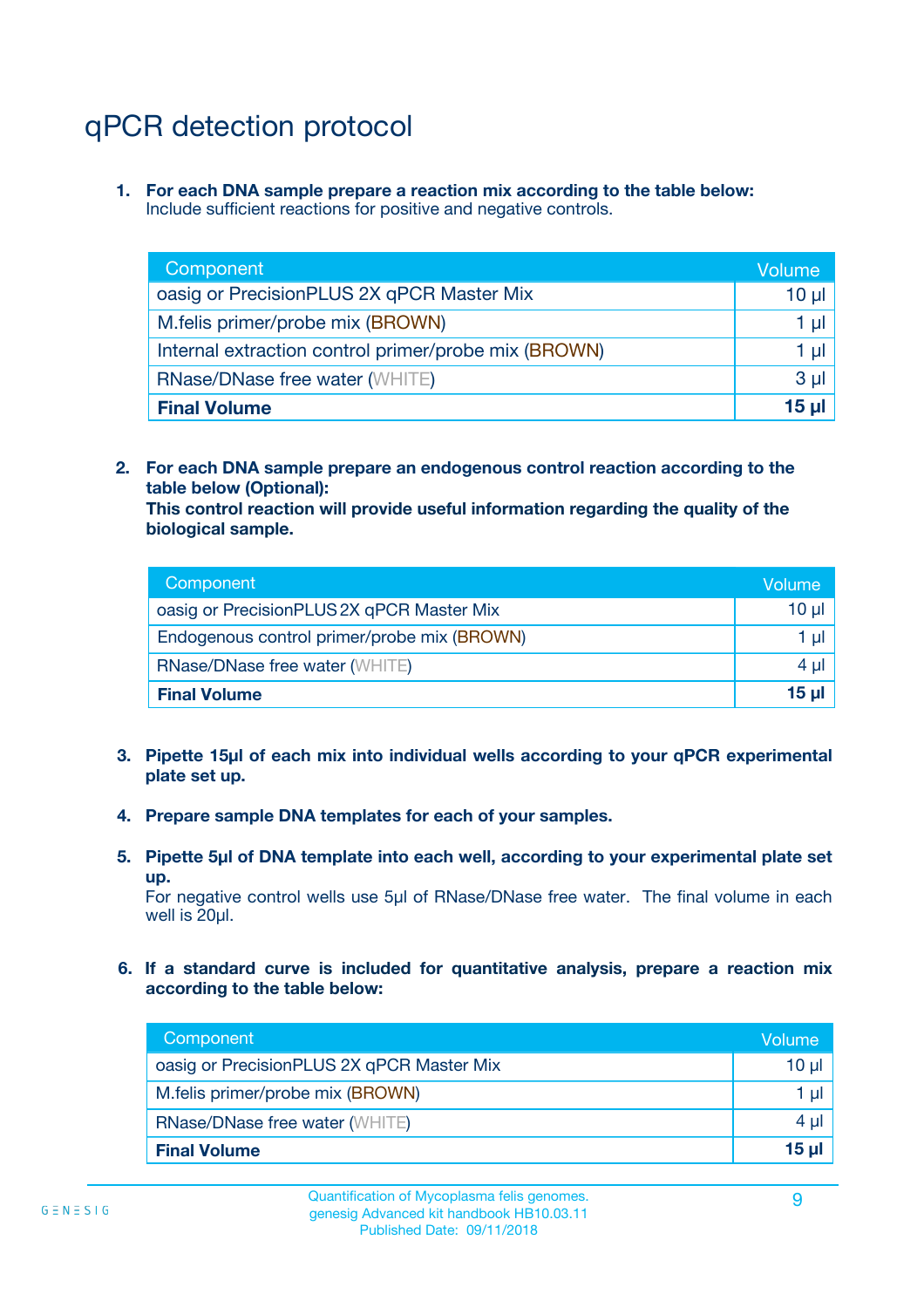# qPCR detection protocol

1. **For each DNA sample prepare a reaction mix according to the table below:**
   Include sufficient reactions for positive and negative controls.

| Component | Volume |
|---|---|
| oasig or PrecisionPLUS 2X qPCR Master Mix | 10 µl |
| M.felis primer/probe mix (BROWN) | 1 µl |
| Internal extraction control primer/probe mix (BROWN) | 1 µl |
| RNase/DNase free water (WHITE) | 3 µl |
| **Final Volume** | **15 µl** |

2. **For each DNA sample prepare an endogenous control reaction according to the table below (Optional):**
   **This control reaction will provide useful information regarding the quality of the biological sample.**

| Component | Volume |
|---|---|
| oasig or PrecisionPLUS 2X qPCR Master Mix | 10 µl |
| Endogenous control primer/probe mix (BROWN) | 1 µl |
| RNase/DNase free water (WHITE) | 4 µl |
| **Final Volume** | **15 µl** |

3. **Pipette 15µl of each mix into individual wells according to your qPCR experimental plate set up.**

4. **Prepare sample DNA templates for each of your samples.**

5. **Pipette 5µl of DNA template into each well, according to your experimental plate set up.**
   For negative control wells use 5µl of RNase/DNase free water. The final volume in each well is 20µl.

6. **If a standard curve is included for quantitative analysis, prepare a reaction mix according to the table below:**

| Component | Volume |
|---|---|
| oasig or PrecisionPLUS 2X qPCR Master Mix | 10 µl |
| M.felis primer/probe mix (BROWN) | 1 µl |
| RNase/DNase free water (WHITE) | 4 µl |
| **Final Volume** | **15 µl** |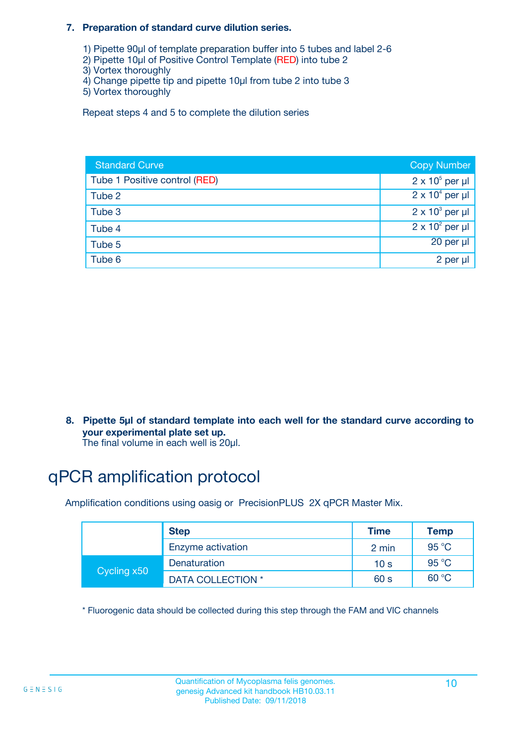**7. Preparation of standard curve dilution series.**

1) Pipette 90µl of template preparation buffer into 5 tubes and label 2-6
2) Pipette 10µl of Positive Control Template (RED) into tube 2
3) Vortex thoroughly
4) Change pipette tip and pipette 10µl from tube 2 into tube 3
5) Vortex thoroughly

Repeat steps 4 and 5 to complete the dilution series

| Standard Curve | Copy Number |
|---|---|
| Tube 1 Positive control (RED) | $2 \times 10^5$ per µl |
| Tube 2 | $2 \times 10^4$ per µl |
| Tube 3 | $2 \times 10^3$ per µl |
| Tube 4 | $2 \times 10^2$ per µl |
| Tube 5 | 20 per µl |
| Tube 6 | 2 per µl |

**8. Pipette 5µl of standard template into each well for the standard curve according to your experimental plate set up.**
The final volume in each well is 20µl.

# qPCR amplification protocol

Amplification conditions using oasig or PrecisionPLUS 2X qPCR Master Mix.

| | Step | Time | Temp |
|---|---|---|---|
| | Enzyme activation | 2 min | 95 °C |
| Cycling x50 | Denaturation | 10 s | 95 °C |
| | DATA COLLECTION * | 60 s | 60 °C |

* Fluorogenic data should be collected during this step through the FAM and VIC channels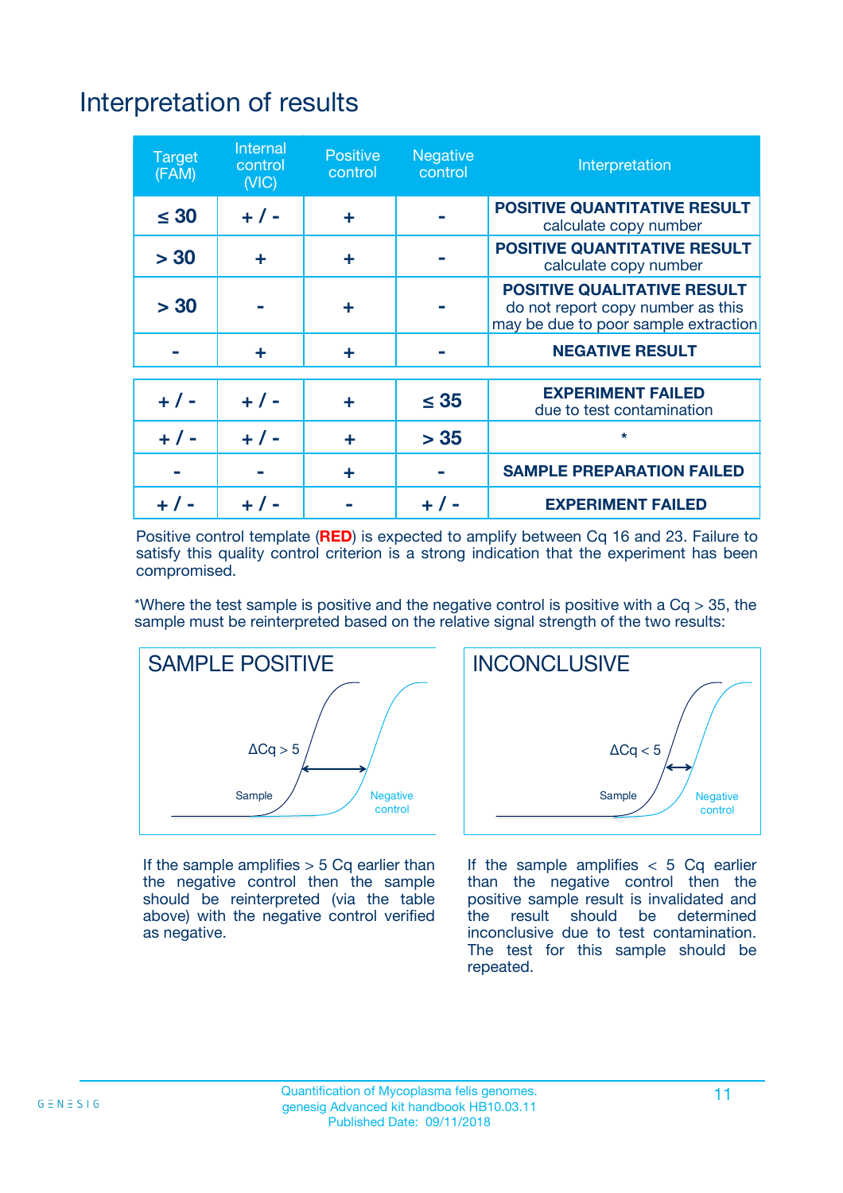# Interpretation of results

| Target (FAM) | Internal control (VIC) | Positive control | Negative control | Interpretation |
|---|---|---|---|---|
| ≤ 30 | + / - | + | - | **POSITIVE QUANTITATIVE RESULT** calculate copy number |
| > 30 | + | + | - | **POSITIVE QUANTITATIVE RESULT** calculate copy number |
| > 30 | - | + | - | **POSITIVE QUALITATIVE RESULT** do not report copy number as this may be due to poor sample extraction |
| - | + | + | - | **NEGATIVE RESULT** |
| + / - | + / - | + | ≤ 35 | **EXPERIMENT FAILED** due to test contamination |
| + / - | + / - | + | > 35 | * |
| - | - | + | - | **SAMPLE PREPARATION FAILED** |
| + / - | + / - | - | + / - | **EXPERIMENT FAILED** |

Positive control template (**RED**) is expected to amplify between Cq 16 and 23. Failure to satisfy this quality control criterion is a strong indication that the experiment has been compromised.

*Where the test sample is positive and the negative control is positive with a Cq > 35, the sample must be reinterpreted based on the relative signal strength of the two results:

## SAMPLE POSITIVE

ΔCq > 5

Sample

Negative control

If the sample amplifies > 5 Cq earlier than the negative control then the sample should be reinterpreted (via the table above) with the negative control verified as negative.

## INCONCLUSIVE

ΔCq < 5

Sample

Negative control

If the sample amplifies < 5 Cq earlier than the negative control then the positive sample result is invalidated and the result should be determined inconclusive due to test contamination. The test for this sample should be repeated.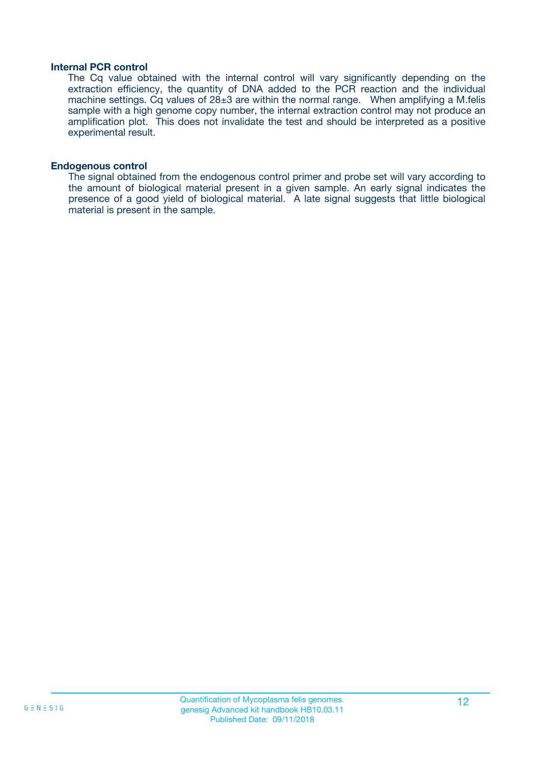### Internal PCR control

The Cq value obtained with the internal control will vary significantly depending on the extraction efficiency, the quantity of DNA added to the PCR reaction and the individual machine settings. Cq values of 28±3 are within the normal range. When amplifying a M.felis sample with a high genome copy number, the internal extraction control may not produce an amplification plot. This does not invalidate the test and should be interpreted as a positive experimental result.

### Endogenous control

The signal obtained from the endogenous control primer and probe set will vary according to the amount of biological material present in a given sample. An early signal indicates the presence of a good yield of biological material. A late signal suggests that little biological material is present in the sample.